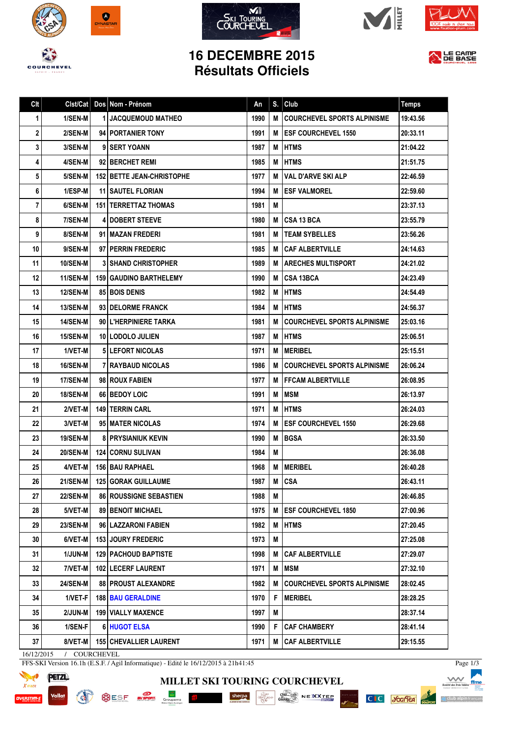# 16 DECEMBRE 2015
## Résultats Officiels

| Clt | Clst/Cat | Dos | Nom - Prénom | An | S. | Club | Temps |
|---|---|---|---|---|---|---|---|
| 1 | 1/SEN-M | 1 | JACQUEMOUD MATHEO | 1990 | M | COURCHEVEL SPORTS ALPINISME | 19:43.56 |
| 2 | 2/SEN-M | 94 | PORTANIER TONY | 1991 | M | ESF COURCHEVEL 1550 | 20:33.11 |
| 3 | 3/SEN-M | 9 | SERT YOANN | 1987 | M | HTMS | 21:04.22 |
| 4 | 4/SEN-M | 92 | BERCHET REMI | 1985 | M | HTMS | 21:51.75 |
| 5 | 5/SEN-M | 152 | BETTE JEAN-CHRISTOPHE | 1977 | M | VAL D'ARVE SKI ALP | 22:46.59 |
| 6 | 1/ESP-M | 11 | SAUTEL FLORIAN | 1994 | M | ESF VALMOREL | 22:59.60 |
| 7 | 6/SEN-M | 151 | TERRETTAZ THOMAS | 1981 | M | | 23:37.13 |
| 8 | 7/SEN-M | 4 | DOBERT STEEVE | 1980 | M | CSA 13 BCA | 23:55.79 |
| 9 | 8/SEN-M | 91 | MAZAN FREDERI | 1981 | M | TEAM SYBELLES | 23:56.26 |
| 10 | 9/SEN-M | 97 | PERRIN FREDERIC | 1985 | M | CAF ALBERTVILLE | 24:14.63 |
| 11 | 10/SEN-M | 3 | SHAND CHRISTOPHER | 1989 | M | ARECHES MULTISPORT | 24:21.02 |
| 12 | 11/SEN-M | 159 | GAUDINO BARTHELEMY | 1990 | M | CSA 13BCA | 24:23.49 |
| 13 | 12/SEN-M | 85 | BOIS DENIS | 1982 | M | HTMS | 24:54.49 |
| 14 | 13/SEN-M | 93 | DELORME FRANCK | 1984 | M | HTMS | 24:56.37 |
| 15 | 14/SEN-M | 90 | L'HERPINIERE TARKA | 1981 | M | COURCHEVEL SPORTS ALPINISME | 25:03.16 |
| 16 | 15/SEN-M | 10 | LODOLO JULIEN | 1987 | M | HTMS | 25:06.51 |
| 17 | 1/VET-M | 5 | LEFORT NICOLAS | 1971 | M | MERIBEL | 25:15.51 |
| 18 | 16/SEN-M | 7 | RAYBAUD NICOLAS | 1986 | M | COURCHEVEL SPORTS ALPINISME | 26:06.24 |
| 19 | 17/SEN-M | 98 | ROUX FABIEN | 1977 | M | FFCAM ALBERTVILLE | 26:08.95 |
| 20 | 18/SEN-M | 66 | BEDOY LOIC | 1991 | M | MSM | 26:13.97 |
| 21 | 2/VET-M | 149 | TERRIN CARL | 1971 | M | HTMS | 26:24.03 |
| 22 | 3/VET-M | 95 | MATER NICOLAS | 1974 | M | ESF COURCHEVEL 1550 | 26:29.68 |
| 23 | 19/SEN-M | 8 | PRYSIANIUK KEVIN | 1990 | M | BGSA | 26:33.50 |
| 24 | 20/SEN-M | 124 | CORNU SULIVAN | 1984 | M | | 26:36.08 |
| 25 | 4/VET-M | 156 | BAU RAPHAEL | 1968 | M | MERIBEL | 26:40.28 |
| 26 | 21/SEN-M | 125 | GORAK GUILLAUME | 1987 | M | CSA | 26:43.11 |
| 27 | 22/SEN-M | 86 | ROUSSIGNE SEBASTIEN | 1988 | M | | 26:46.85 |
| 28 | 5/VET-M | 89 | BENOIT MICHAEL | 1975 | M | ESF COURCHEVEL 1850 | 27:00.96 |
| 29 | 23/SEN-M | 96 | LAZZARONI FABIEN | 1982 | M | HTMS | 27:20.45 |
| 30 | 6/VET-M | 153 | JOURY FREDERIC | 1973 | M | | 27:25.08 |
| 31 | 1/JUN-M | 129 | PACHOUD BAPTISTE | 1998 | M | CAF ALBERTVILLE | 27:29.07 |
| 32 | 7/VET-M | 102 | LECERF LAURENT | 1971 | M | MSM | 27:32.10 |
| 33 | 24/SEN-M | 88 | PROUST ALEXANDRE | 1982 | M | COURCHEVEL SPORTS ALPINISME | 28:02.45 |
| 34 | 1/VET-F | 188 | BAU GERALDINE | 1970 | F | MERIBEL | 28:28.25 |
| 35 | 2/JUN-M | 199 | VIALLY MAXENCE | 1997 | M | | 28:37.14 |
| 36 | 1/SEN-F | 6 | HUGOT ELSA | 1990 | F | CAF CHAMBERY | 28:41.14 |
| 37 | 8/VET-M | 155 | CHEVALLIER LAURENT | 1971 | M | CAF ALBERTVILLE | 29:15.55 |

16/12/2015 / COURCHEVEL

FFS-SKI Version 16.1h (E.S.F. / Agil Informatique) - Edité le 16/12/2015 à 21h41:45

MILLET SKI TOURING COURCHEVEL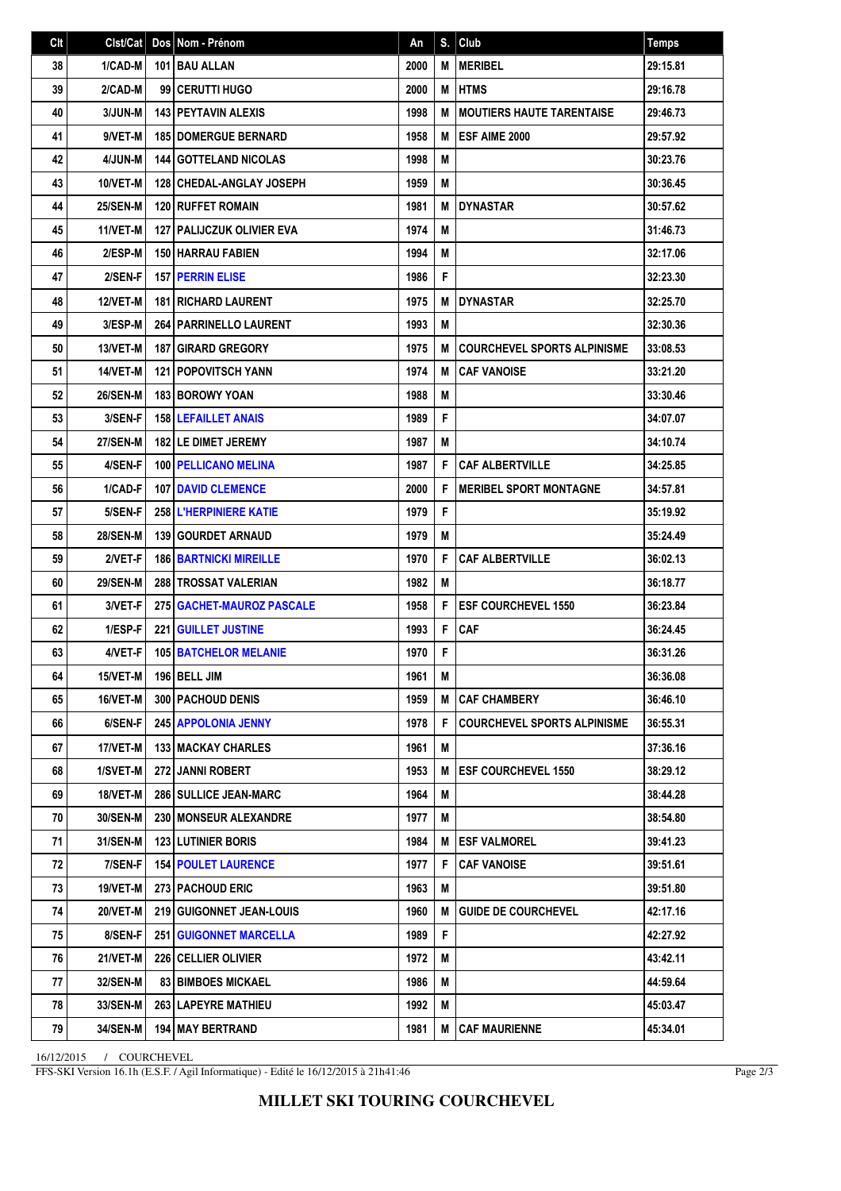| Clt | Clst/Cat | Dos | Nom - Prénom | An | S. | Club | Temps |
|---|---|---|---|---|---|---|---|
| 38 | 1/CAD-M | 101 | BAU ALLAN | 2000 | M | MERIBEL | 29:15.81 |
| 39 | 2/CAD-M | 99 | CERUTTI HUGO | 2000 | M | HTMS | 29:16.78 |
| 40 | 3/JUN-M | 143 | PEYTAVIN ALEXIS | 1998 | M | MOUTIERS HAUTE TARENTAISE | 29:46.73 |
| 41 | 9/VET-M | 185 | DOMERGUE BERNARD | 1958 | M | ESF AIME 2000 | 29:57.92 |
| 42 | 4/JUN-M | 144 | GOTTELAND NICOLAS | 1998 | M | | 30:23.76 |
| 43 | 10/VET-M | 128 | CHEDAL-ANGLAY JOSEPH | 1959 | M | | 30:36.45 |
| 44 | 25/SEN-M | 120 | RUFFET ROMAIN | 1981 | M | DYNASTAR | 30:57.62 |
| 45 | 11/VET-M | 127 | PALIJCZUK OLIVIER EVA | 1974 | M | | 31:46.73 |
| 46 | 2/ESP-M | 150 | HARRAU FABIEN | 1994 | M | | 32:17.06 |
| 47 | 2/SEN-F | 157 | PERRIN ELISE | 1986 | F | | 32:23.30 |
| 48 | 12/VET-M | 181 | RICHARD LAURENT | 1975 | M | DYNASTAR | 32:25.70 |
| 49 | 3/ESP-M | 264 | PARRINELLO LAURENT | 1993 | M | | 32:30.36 |
| 50 | 13/VET-M | 187 | GIRARD GREGORY | 1975 | M | COURCHEVEL SPORTS ALPINISME | 33:08.53 |
| 51 | 14/VET-M | 121 | POPOVITSCH YANN | 1974 | M | CAF VANOISE | 33:21.20 |
| 52 | 26/SEN-M | 183 | BOROWY YOAN | 1988 | M | | 33:30.46 |
| 53 | 3/SEN-F | 158 | LEFAILLET ANAIS | 1989 | F | | 34:07.07 |
| 54 | 27/SEN-M | 182 | LE DIMET JEREMY | 1987 | M | | 34:10.74 |
| 55 | 4/SEN-F | 100 | PELLICANO MELINA | 1987 | F | CAF ALBERTVILLE | 34:25.85 |
| 56 | 1/CAD-F | 107 | DAVID CLEMENCE | 2000 | F | MERIBEL SPORT MONTAGNE | 34:57.81 |
| 57 | 5/SEN-F | 258 | L'HERPINIERE KATIE | 1979 | F | | 35:19.92 |
| 58 | 28/SEN-M | 139 | GOURDET ARNAUD | 1979 | M | | 35:24.49 |
| 59 | 2/VET-F | 186 | BARTNICKI MIREILLE | 1970 | F | CAF ALBERTVILLE | 36:02.13 |
| 60 | 29/SEN-M | 288 | TROSSAT VALERIAN | 1982 | M | | 36:18.77 |
| 61 | 3/VET-F | 275 | GACHET-MAUROZ PASCALE | 1958 | F | ESF COURCHEVEL 1550 | 36:23.84 |
| 62 | 1/ESP-F | 221 | GUILLET JUSTINE | 1993 | F | CAF | 36:24.45 |
| 63 | 4/VET-F | 105 | BATCHELOR MELANIE | 1970 | F | | 36:31.26 |
| 64 | 15/VET-M | 196 | BELL JIM | 1961 | M | | 36:36.08 |
| 65 | 16/VET-M | 300 | PACHOUD DENIS | 1959 | M | CAF CHAMBERY | 36:46.10 |
| 66 | 6/SEN-F | 245 | APPOLONIA JENNY | 1978 | F | COURCHEVEL SPORTS ALPINISME | 36:55.31 |
| 67 | 17/VET-M | 133 | MACKAY CHARLES | 1961 | M | | 37:36.16 |
| 68 | 1/SVET-M | 272 | JANNI ROBERT | 1953 | M | ESF COURCHEVEL 1550 | 38:29.12 |
| 69 | 18/VET-M | 286 | SULLICE JEAN-MARC | 1964 | M | | 38:44.28 |
| 70 | 30/SEN-M | 230 | MONSEUR ALEXANDRE | 1977 | M | | 38:54.80 |
| 71 | 31/SEN-M | 123 | LUTINIER BORIS | 1984 | M | ESF VALMOREL | 39:41.23 |
| 72 | 7/SEN-F | 154 | POULET LAURENCE | 1977 | F | CAF VANOISE | 39:51.61 |
| 73 | 19/VET-M | 273 | PACHOUD ERIC | 1963 | M | | 39:51.80 |
| 74 | 20/VET-M | 219 | GUIGONNET JEAN-LOUIS | 1960 | M | GUIDE DE COURCHEVEL | 42:17.16 |
| 75 | 8/SEN-F | 251 | GUIGONNET MARCELLA | 1989 | F | | 42:27.92 |
| 76 | 21/VET-M | 226 | CELLIER OLIVIER | 1972 | M | | 43:42.11 |
| 77 | 32/SEN-M | 83 | BIMBOES MICKAEL | 1986 | M | | 44:59.64 |
| 78 | 33/SEN-M | 263 | LAPEYRE MATHIEU | 1992 | M | | 45:03.47 |
| 79 | 34/SEN-M | 194 | MAY BERTRAND | 1981 | M | CAF MAURIENNE | 45:34.01 |

16/12/2015 / COURCHEVEL

FFS-SKI Version 16.1h (E.S.F. / Agil Informatique) - Edité le 16/12/2015 à 21h41:46

**MILLET SKI TOURING COURCHEVEL**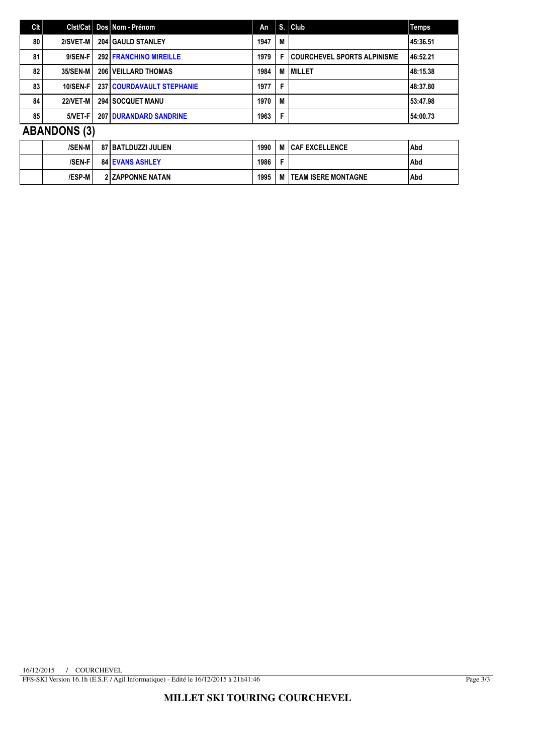| Clt | Clst/Cat | Dos | Nom - Prénom | An | S. | Club | Temps |
|---|---|---|---|---|---|---|---|
| 80 | 2/SVET-M | 204 | GAULD STANLEY | 1947 | M | | 45:36.51 |
| 81 | 9/SEN-F | 292 | FRANCHINO MIREILLE | 1979 | F | COURCHEVEL SPORTS ALPINISME | 46:52.21 |
| 82 | 35/SEN-M | 206 | VEILLARD THOMAS | 1984 | M | MILLET | 48:15.38 |
| 83 | 10/SEN-F | 237 | COURDAVAULT STEPHANIE | 1977 | F | | 48:37.80 |
| 84 | 22/VET-M | 294 | SOCQUET MANU | 1970 | M | | 53:47.98 |
| 85 | 5/VET-F | 207 | DURANDARD SANDRINE | 1963 | F | | 54:00.73 |

## ABANDONS (3)

| | | | | | | | |
|---|---|---|---|---|---|---|---|
| | /SEN-M | 87 | BATLDUZZI JULIEN | 1990 | M | CAF EXCELLENCE | Abd |
| | /SEN-F | 84 | EVANS ASHLEY | 1986 | F | | Abd |
| | /ESP-M | 2 | ZAPPONNE NATAN | 1995 | M | TEAM ISERE MONTAGNE | Abd |

16/12/2015 / COURCHEVEL

FFS-SKI Version 16.1h (E.S.F. / Agil Informatique) - Edité le 16/12/2015 à 21h41:46

**MILLET SKI TOURING COURCHEVEL**